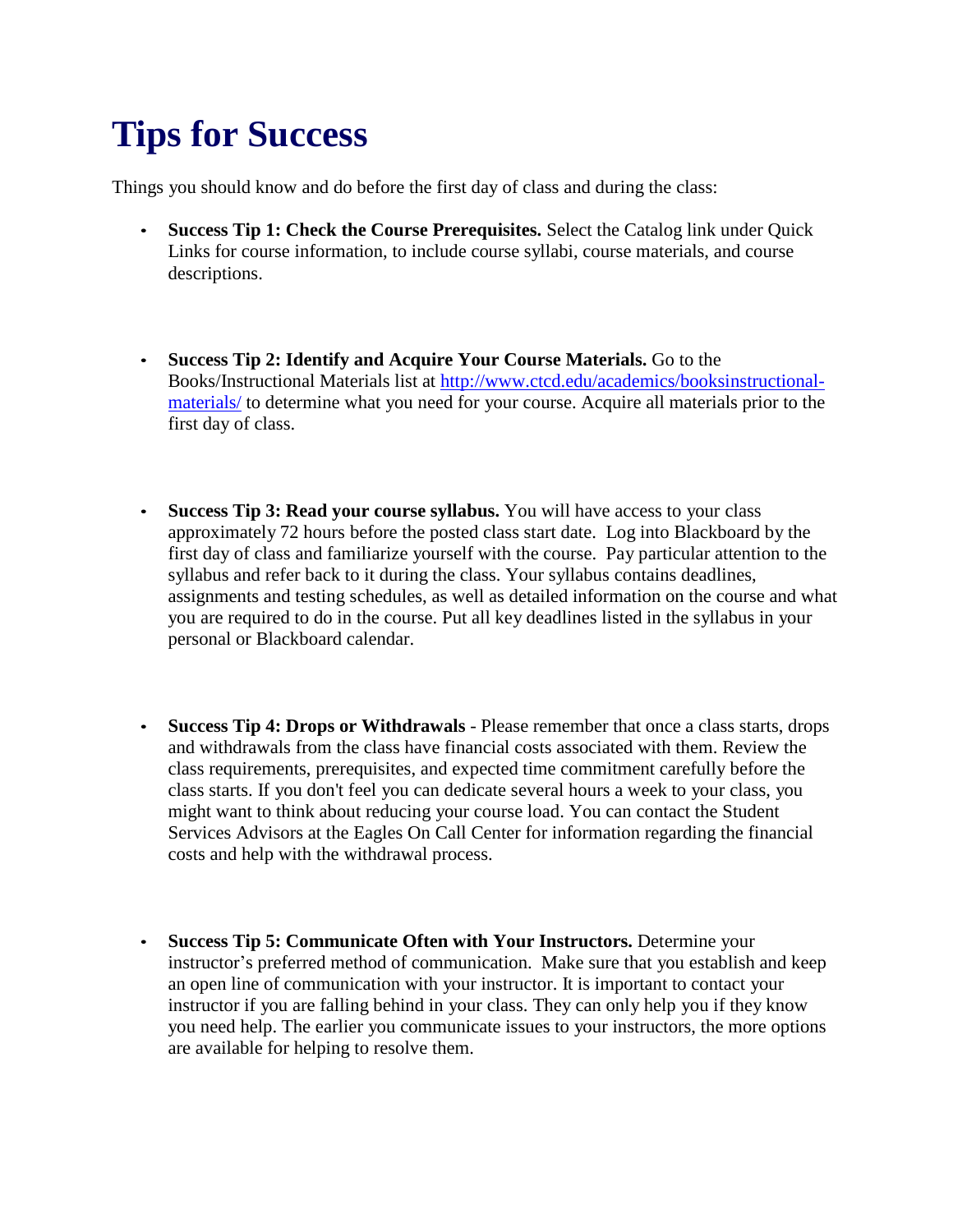# Tips for Success

Things you should know and do before the first day of class and during the class:

- **Success Tip 1: Check the Course Prerequisites.** Select the Catalog link under Quick Links for course information, to include course syllabi, course materials, and course descriptions.

- **Success Tip 2: Identify and Acquire Your Course Materials.** Go to the Books/Instructional Materials list at [http://www.ctcd.edu/academics/booksinstructional-materials/](http://www.ctcd.edu/academics/booksinstructional-materials/) to determine what you need for your course. Acquire all materials prior to the first day of class.

- **Success Tip 3: Read your course syllabus.** You will have access to your class approximately 72 hours before the posted class start date. Log into Blackboard by the first day of class and familiarize yourself with the course. Pay particular attention to the syllabus and refer back to it during the class. Your syllabus contains deadlines, assignments and testing schedules, as well as detailed information on the course and what you are required to do in the course. Put all key deadlines listed in the syllabus in your personal or Blackboard calendar.

- **Success Tip 4: Drops or Withdrawals** - Please remember that once a class starts, drops and withdrawals from the class have financial costs associated with them. Review the class requirements, prerequisites, and expected time commitment carefully before the class starts. If you don't feel you can dedicate several hours a week to your class, you might want to think about reducing your course load. You can contact the Student Services Advisors at the Eagles On Call Center for information regarding the financial costs and help with the withdrawal process.

- **Success Tip 5: Communicate Often with Your Instructors.** Determine your instructor's preferred method of communication. Make sure that you establish and keep an open line of communication with your instructor. It is important to contact your instructor if you are falling behind in your class. They can only help you if they know you need help. The earlier you communicate issues to your instructors, the more options are available for helping to resolve them.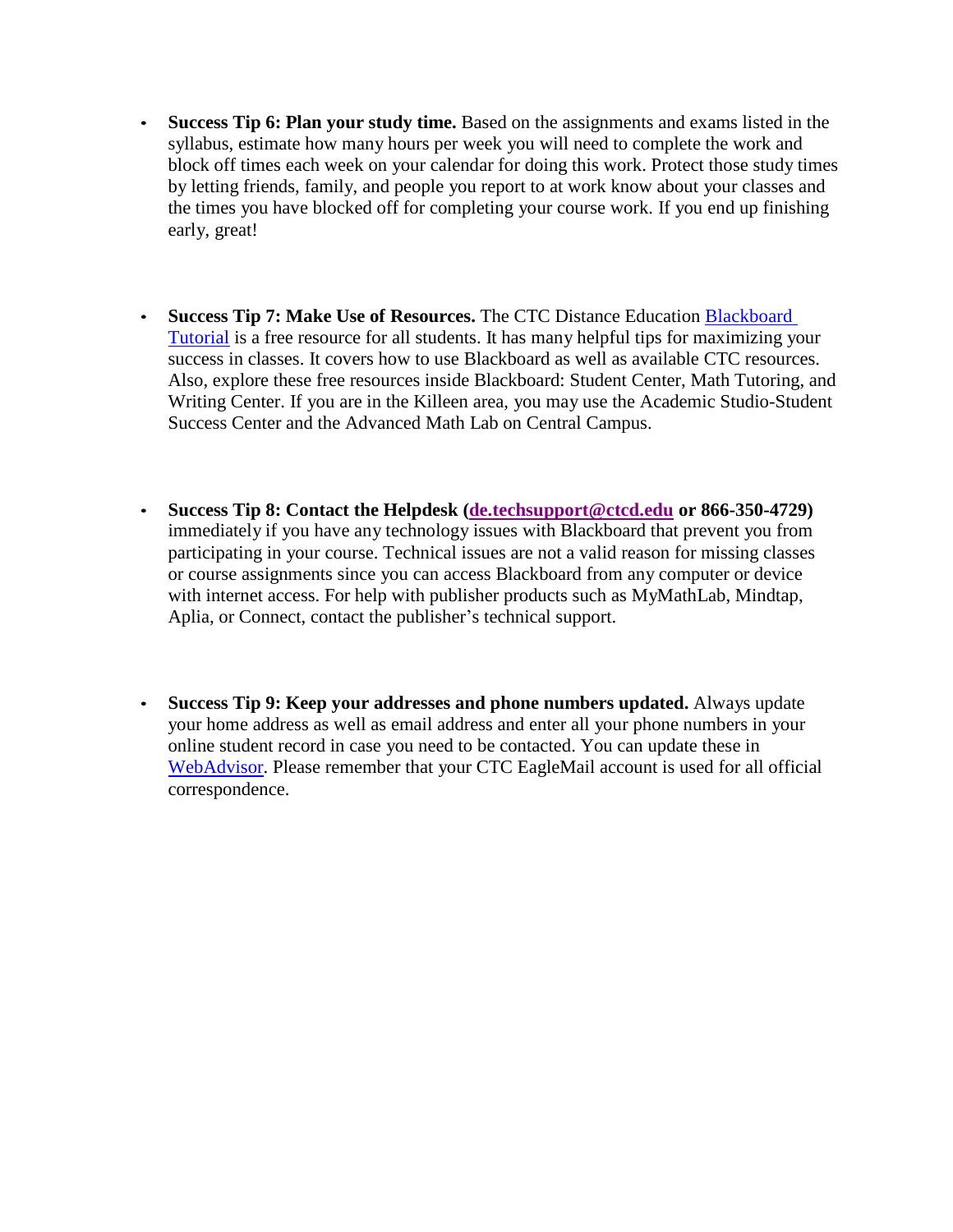- **Success Tip 6: Plan your study time.** Based on the assignments and exams listed in the syllabus, estimate how many hours per week you will need to complete the work and block off times each week on your calendar for doing this work. Protect those study times by letting friends, family, and people you report to at work know about your classes and the times you have blocked off for completing your course work. If you end up finishing early, great!

- **Success Tip 7: Make Use of Resources.** The CTC Distance Education Blackboard Tutorial is a free resource for all students. It has many helpful tips for maximizing your success in classes. It covers how to use Blackboard as well as available CTC resources. Also, explore these free resources inside Blackboard: Student Center, Math Tutoring, and Writing Center. If you are in the Killeen area, you may use the Academic Studio-Student Success Center and the Advanced Math Lab on Central Campus.

- **Success Tip 8: Contact the Helpdesk (de.techsupport@ctcd.edu or 866-350-4729)** immediately if you have any technology issues with Blackboard that prevent you from participating in your course. Technical issues are not a valid reason for missing classes or course assignments since you can access Blackboard from any computer or device with internet access. For help with publisher products such as MyMathLab, Mindtap, Aplia, or Connect, contact the publisher's technical support.

- **Success Tip 9: Keep your addresses and phone numbers updated.** Always update your home address as well as email address and enter all your phone numbers in your online student record in case you need to be contacted. You can update these in WebAdvisor. Please remember that your CTC EagleMail account is used for all official correspondence.